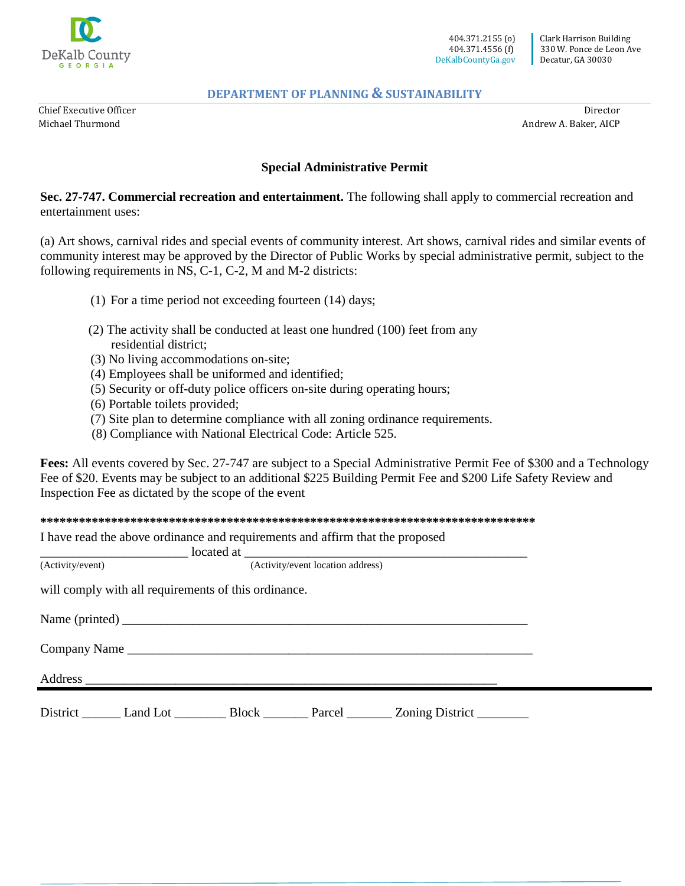DeKalb County
GEORGIA

404.371.2155 (o)
404.371.4556 (f)
DeKalbCountyGa.gov

Clark Harrison Building
330 W. Ponce de Leon Ave
Decatur, GA 30030

## DEPARTMENT OF PLANNING & SUSTAINABILITY

Chief Executive Officer
Michael Thurmond

Director
Andrew A. Baker, AICP

### Special Administrative Permit

**Sec. 27-747. Commercial recreation and entertainment.** The following shall apply to commercial recreation and entertainment uses:

(a) Art shows, carnival rides and special events of community interest. Art shows, carnival rides and similar events of community interest may be approved by the Director of Public Works by special administrative permit, subject to the following requirements in NS, C-1, C-2, M and M-2 districts:

(1) For a time period not exceeding fourteen (14) days;

(2) The activity shall be conducted at least one hundred (100) feet from any residential district;
(3) No living accommodations on-site;
(4) Employees shall be uniformed and identified;
(5) Security or off-duty police officers on-site during operating hours;
(6) Portable toilets provided;
(7) Site plan to determine compliance with all zoning ordinance requirements.
(8) Compliance with National Electrical Code: Article 525.

**Fees:** All events covered by Sec. 27-747 are subject to a Special Administrative Permit Fee of $300 and a Technology Fee of $20. Events may be subject to an additional $225 Building Permit Fee and $200 Life Safety Review and Inspection Fee as dictated by the scope of the event

**********************************************************************************

I have read the above ordinance and requirements and affirm that the proposed
______________________ located at __________________________________________
(Activity/event) (Activity/event location address)

will comply with all requirements of this ordinance.

Name (printed) ____________________________________________________________

Company Name ____________________________________________________________

Address ____________________________________________________________

District ______ Land Lot ________ Block _______ Parcel _______ Zoning District ________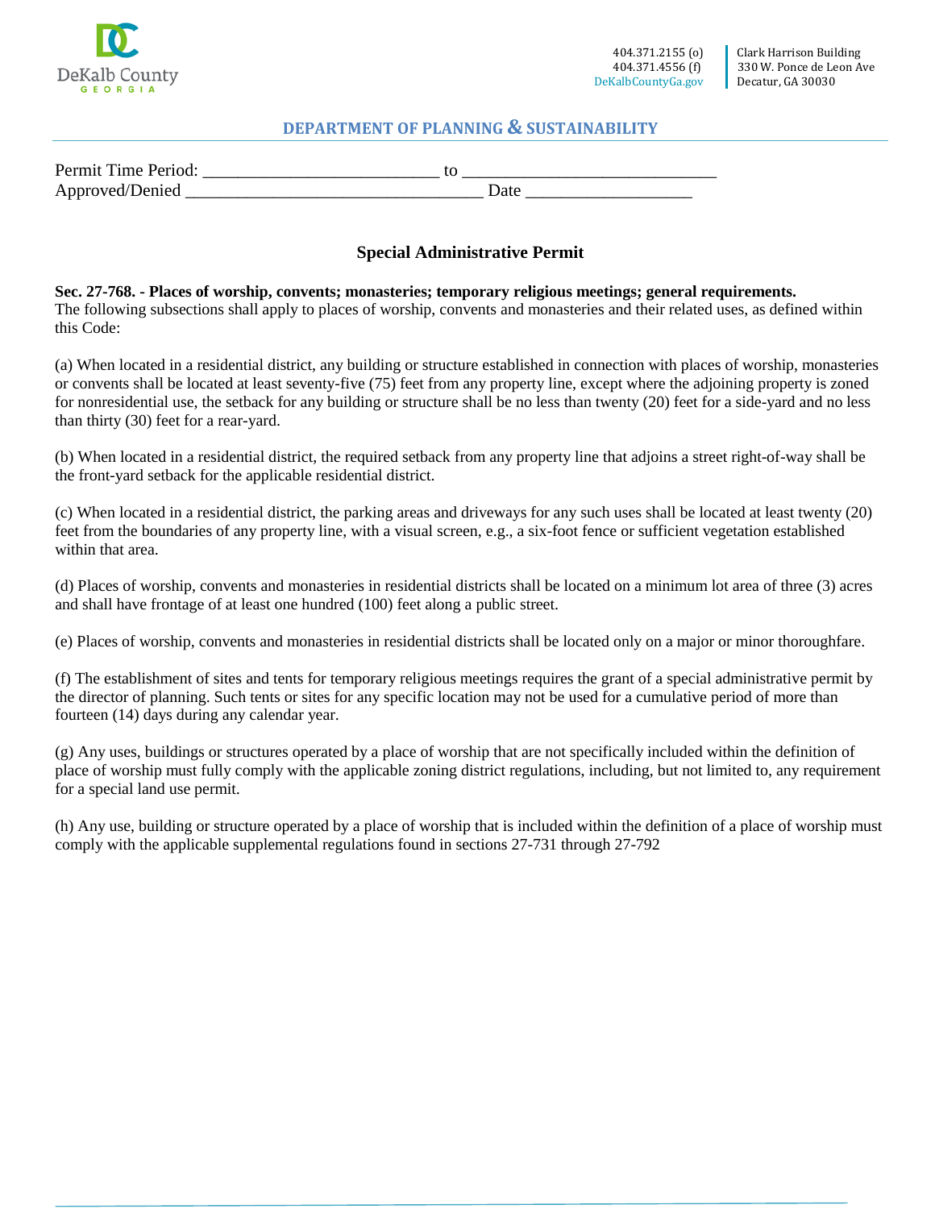DeKalb County GEORGIA

404.371.2155 (o)
404.371.4556 (f)
DeKalbCountyGa.gov

Clark Harrison Building
330 W. Ponce de Leon Ave
Decatur, GA 30030

**DEPARTMENT OF PLANNING & SUSTAINABILITY**

Permit Time Period: ___________________________ to _____________________________
Approved/Denied __________________________________ Date ___________________

## Special Administrative Permit

**Sec. 27-768. - Places of worship, convents; monasteries; temporary religious meetings; general requirements.**
The following subsections shall apply to places of worship, convents and monasteries and their related uses, as defined within this Code:

(a) When located in a residential district, any building or structure established in connection with places of worship, monasteries or convents shall be located at least seventy-five (75) feet from any property line, except where the adjoining property is zoned for nonresidential use, the setback for any building or structure shall be no less than twenty (20) feet for a side-yard and no less than thirty (30) feet for a rear-yard.

(b) When located in a residential district, the required setback from any property line that adjoins a street right-of-way shall be the front-yard setback for the applicable residential district.

(c) When located in a residential district, the parking areas and driveways for any such uses shall be located at least twenty (20) feet from the boundaries of any property line, with a visual screen, e.g., a six-foot fence or sufficient vegetation established within that area.

(d) Places of worship, convents and monasteries in residential districts shall be located on a minimum lot area of three (3) acres and shall have frontage of at least one hundred (100) feet along a public street.

(e) Places of worship, convents and monasteries in residential districts shall be located only on a major or minor thoroughfare.

(f) The establishment of sites and tents for temporary religious meetings requires the grant of a special administrative permit by the director of planning. Such tents or sites for any specific location may not be used for a cumulative period of more than fourteen (14) days during any calendar year.

(g) Any uses, buildings or structures operated by a place of worship that are not specifically included within the definition of place of worship must fully comply with the applicable zoning district regulations, including, but not limited to, any requirement for a special land use permit.

(h) Any use, building or structure operated by a place of worship that is included within the definition of a place of worship must comply with the applicable supplemental regulations found in sections 27-731 through 27-792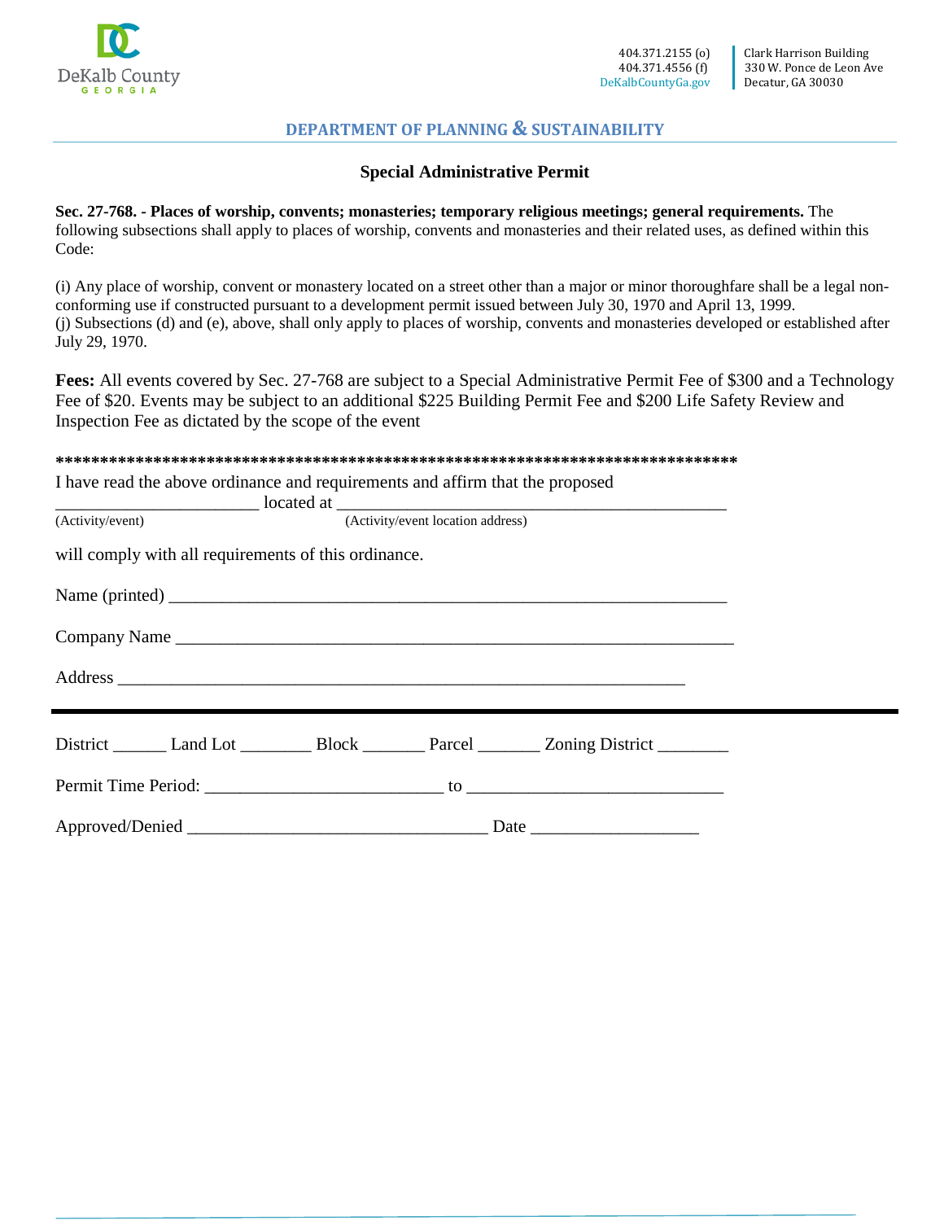DeKalb County
GEORGIA

404.371.2155 (o)
404.371.4556 (f)
DeKalbCountyGa.gov

Clark Harrison Building
330 W. Ponce de Leon Ave
Decatur, GA 30030

## DEPARTMENT OF PLANNING & SUSTAINABILITY

### Special Administrative Permit

**Sec. 27-768. - Places of worship, convents; monasteries; temporary religious meetings; general requirements.** The following subsections shall apply to places of worship, convents and monasteries and their related uses, as defined within this Code:

(i) Any place of worship, convent or monastery located on a street other than a major or minor thoroughfare shall be a legal non-conforming use if constructed pursuant to a development permit issued between July 30, 1970 and April 13, 1999.
(j) Subsections (d) and (e), above, shall only apply to places of worship, convents and monasteries developed or established after July 29, 1970.

**Fees:** All events covered by Sec. 27-768 are subject to a Special Administrative Permit Fee of $300 and a Technology Fee of $20. Events may be subject to an additional $225 Building Permit Fee and $200 Life Safety Review and Inspection Fee as dictated by the scope of the event

**\*\*\*\*\*\*\*\*\*\*\*\*\*\*\*\*\*\*\*\*\*\*\*\*\*\*\*\*\*\*\*\*\*\*\*\*\*\*\*\*\*\*\*\*\*\*\*\*\*\*\*\*\*\*\*\*\*\*\*\*\*\*\*\*\*\*\*\*\*\*\*\*\*\*\*\*\*\*\*\*\*\***

I have read the above ordinance and requirements and affirm that the proposed
______________________ located at ___________________________________________
(Activity/event) (Activity/event location address)

will comply with all requirements of this ordinance.

Name (printed) ____________________________________________________________

Company Name ____________________________________________________________

Address ________________________________________________________________

---

District ______ Land Lot ________ Block _______ Parcel _______ Zoning District ________

Permit Time Period: __________________________ to ____________________________

Approved/Denied _________________________________ Date __________________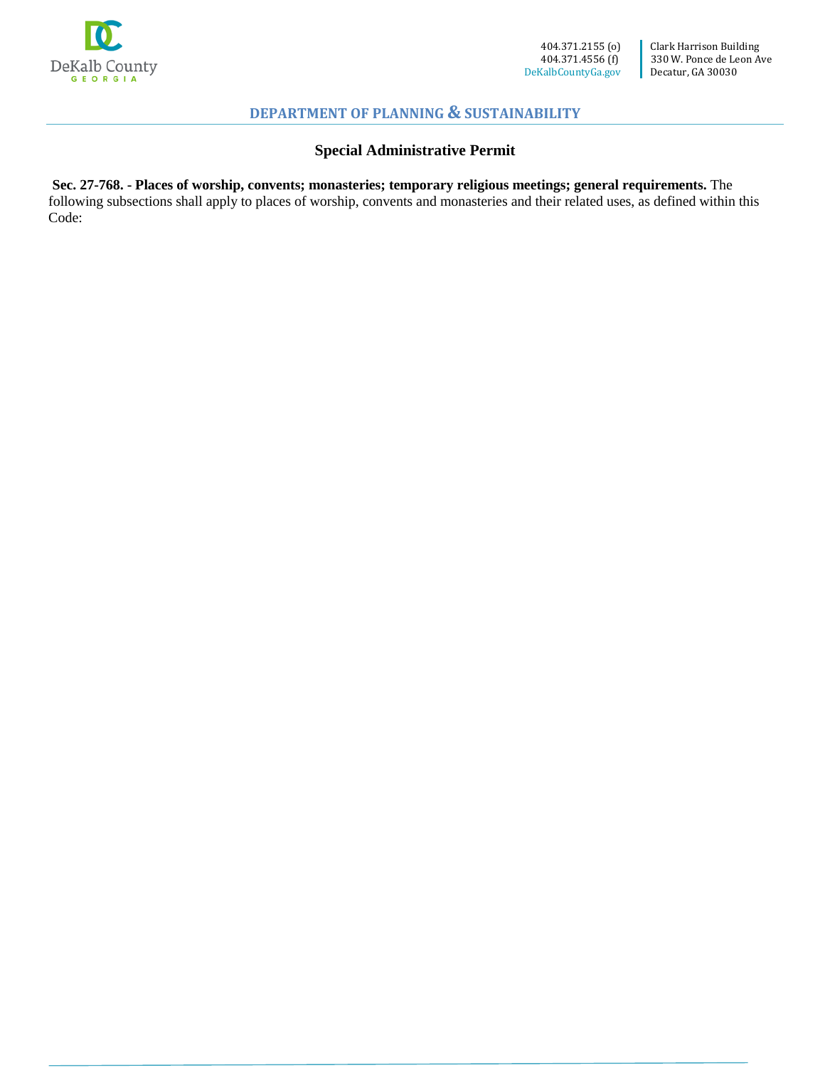## DEPARTMENT OF PLANNING & SUSTAINABILITY

### Special Administrative Permit

**Sec. 27-768. - Places of worship, convents; monasteries; temporary religious meetings; general requirements.** The following subsections shall apply to places of worship, convents and monasteries and their related uses, as defined within this Code: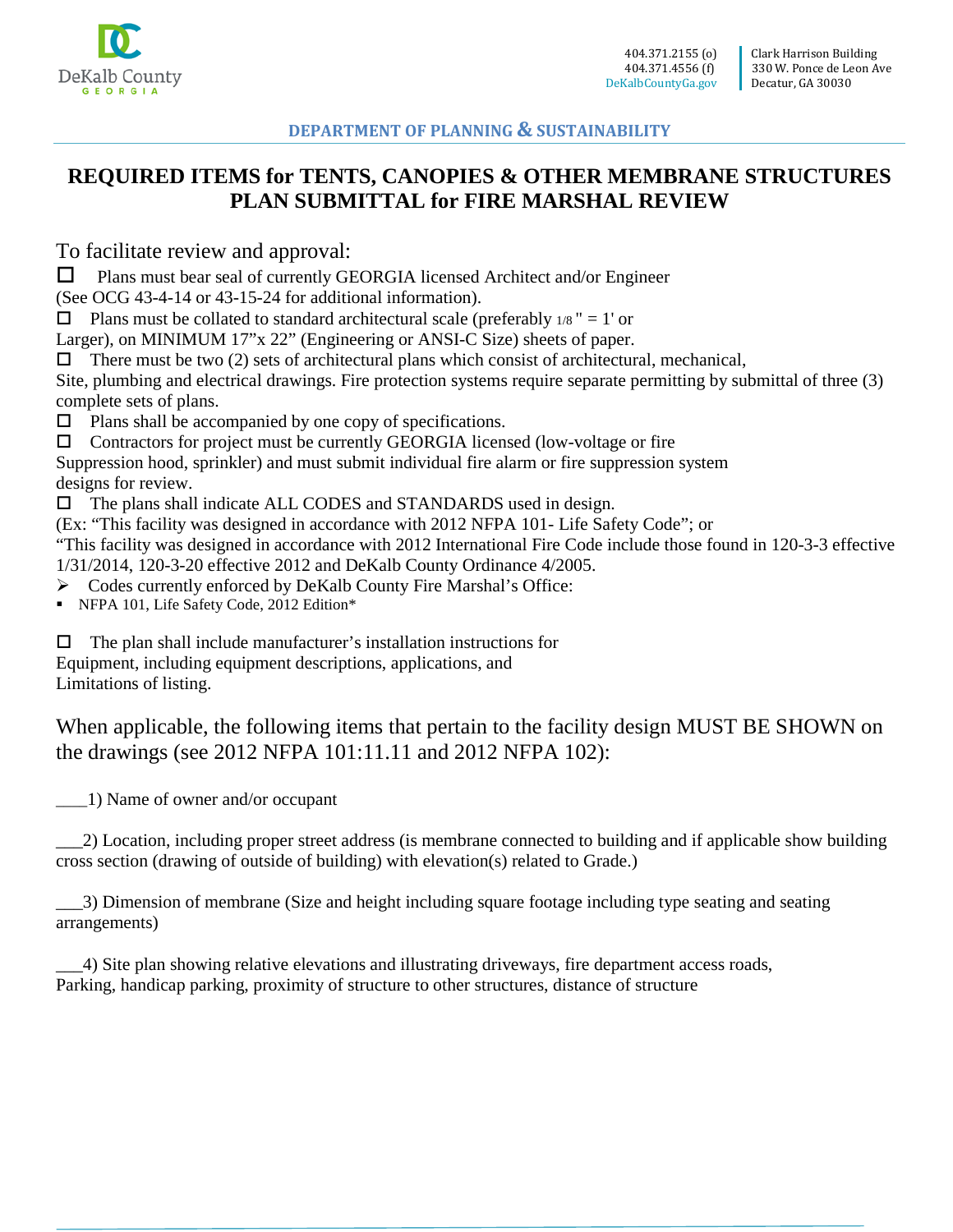DeKalb County GEORGIA

404.371.2155 (o)
404.371.4556 (f)
DeKalbCountyGa.gov

Clark Harrison Building
330 W. Ponce de Leon Ave
Decatur, GA 30030

**DEPARTMENT OF PLANNING & SUSTAINABILITY**

# REQUIRED ITEMS for TENTS, CANOPIES & OTHER MEMBRANE STRUCTURES PLAN SUBMITTAL for FIRE MARSHAL REVIEW

To facilitate review and approval:

☐ Plans must bear seal of currently GEORGIA licensed Architect and/or Engineer (See OCG 43-4-14 or 43-15-24 for additional information).

☐ Plans must be collated to standard architectural scale (preferably 1/8 " = 1' or Larger), on MINIMUM 17"x 22" (Engineering or ANSI-C Size) sheets of paper.

☐ There must be two (2) sets of architectural plans which consist of architectural, mechanical, Site, plumbing and electrical drawings. Fire protection systems require separate permitting by submittal of three (3) complete sets of plans.

☐ Plans shall be accompanied by one copy of specifications.

☐ Contractors for project must be currently GEORGIA licensed (low-voltage or fire Suppression hood, sprinkler) and must submit individual fire alarm or fire suppression system designs for review.

☐ The plans shall indicate ALL CODES and STANDARDS used in design. (Ex: "This facility was designed in accordance with 2012 NFPA 101- Life Safety Code"; or "This facility was designed in accordance with 2012 International Fire Code include those found in 120-3-3 effective 1/31/2014, 120-3-20 effective 2012 and DeKalb County Ordinance 4/2005.

- Codes currently enforced by DeKalb County Fire Marshal's Office:
  - NFPA 101, Life Safety Code, 2012 Edition*

☐ The plan shall include manufacturer's installation instructions for Equipment, including equipment descriptions, applications, and Limitations of listing.

When applicable, the following items that pertain to the facility design MUST BE SHOWN on the drawings (see 2012 NFPA 101:11.11 and 2012 NFPA 102):

____1) Name of owner and/or occupant

___2) Location, including proper street address (is membrane connected to building and if applicable show building cross section (drawing of outside of building) with elevation(s) related to Grade.)

___3) Dimension of membrane (Size and height including square footage including type seating and seating arrangements)

___4) Site plan showing relative elevations and illustrating driveways, fire department access roads, Parking, handicap parking, proximity of structure to other structures, distance of structure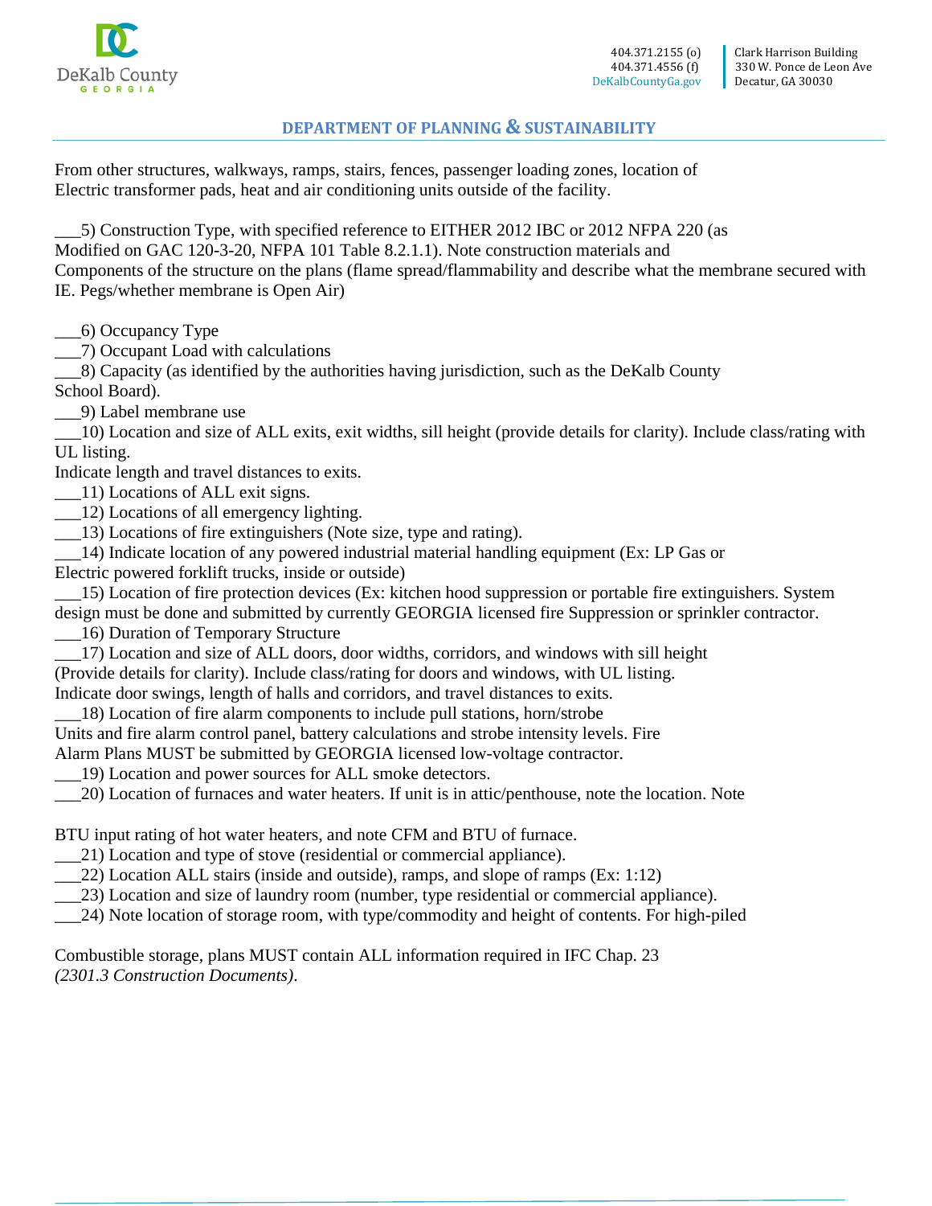From other structures, walkways, ramps, stairs, fences, passenger loading zones, location of Electric transformer pads, heat and air conditioning units outside of the facility.

___5) Construction Type, with specified reference to EITHER 2012 IBC or 2012 NFPA 220 (as Modified on GAC 120-3-20, NFPA 101 Table 8.2.1.1). Note construction materials and Components of the structure on the plans (flame spread/flammability and describe what the membrane secured with IE. Pegs/whether membrane is Open Air)

___6) Occupancy Type
___7) Occupant Load with calculations
___8) Capacity (as identified by the authorities having jurisdiction, such as the DeKalb County School Board).
___9) Label membrane use
___10) Location and size of ALL exits, exit widths, sill height (provide details for clarity). Include class/rating with UL listing.
Indicate length and travel distances to exits.
___11) Locations of ALL exit signs.
___12) Locations of all emergency lighting.
___13) Locations of fire extinguishers (Note size, type and rating).
___14) Indicate location of any powered industrial material handling equipment (Ex: LP Gas or Electric powered forklift trucks, inside or outside)
___15) Location of fire protection devices (Ex: kitchen hood suppression or portable fire extinguishers. System design must be done and submitted by currently GEORGIA licensed fire Suppression or sprinkler contractor.
___16) Duration of Temporary Structure
___17) Location and size of ALL doors, door widths, corridors, and windows with sill height (Provide details for clarity). Include class/rating for doors and windows, with UL listing.
Indicate door swings, length of halls and corridors, and travel distances to exits.
___18) Location of fire alarm components to include pull stations, horn/strobe Units and fire alarm control panel, battery calculations and strobe intensity levels. Fire Alarm Plans MUST be submitted by GEORGIA licensed low-voltage contractor.
___19) Location and power sources for ALL smoke detectors.
___20) Location of furnaces and water heaters. If unit is in attic/penthouse, note the location. Note

BTU input rating of hot water heaters, and note CFM and BTU of furnace.
___21) Location and type of stove (residential or commercial appliance).
___22) Location ALL stairs (inside and outside), ramps, and slope of ramps (Ex: 1:12)
___23) Location and size of laundry room (number, type residential or commercial appliance).
___24) Note location of storage room, with type/commodity and height of contents. For high-piled

Combustible storage, plans MUST contain ALL information required in IFC Chap. 23 *(2301.3 Construction Documents)*.